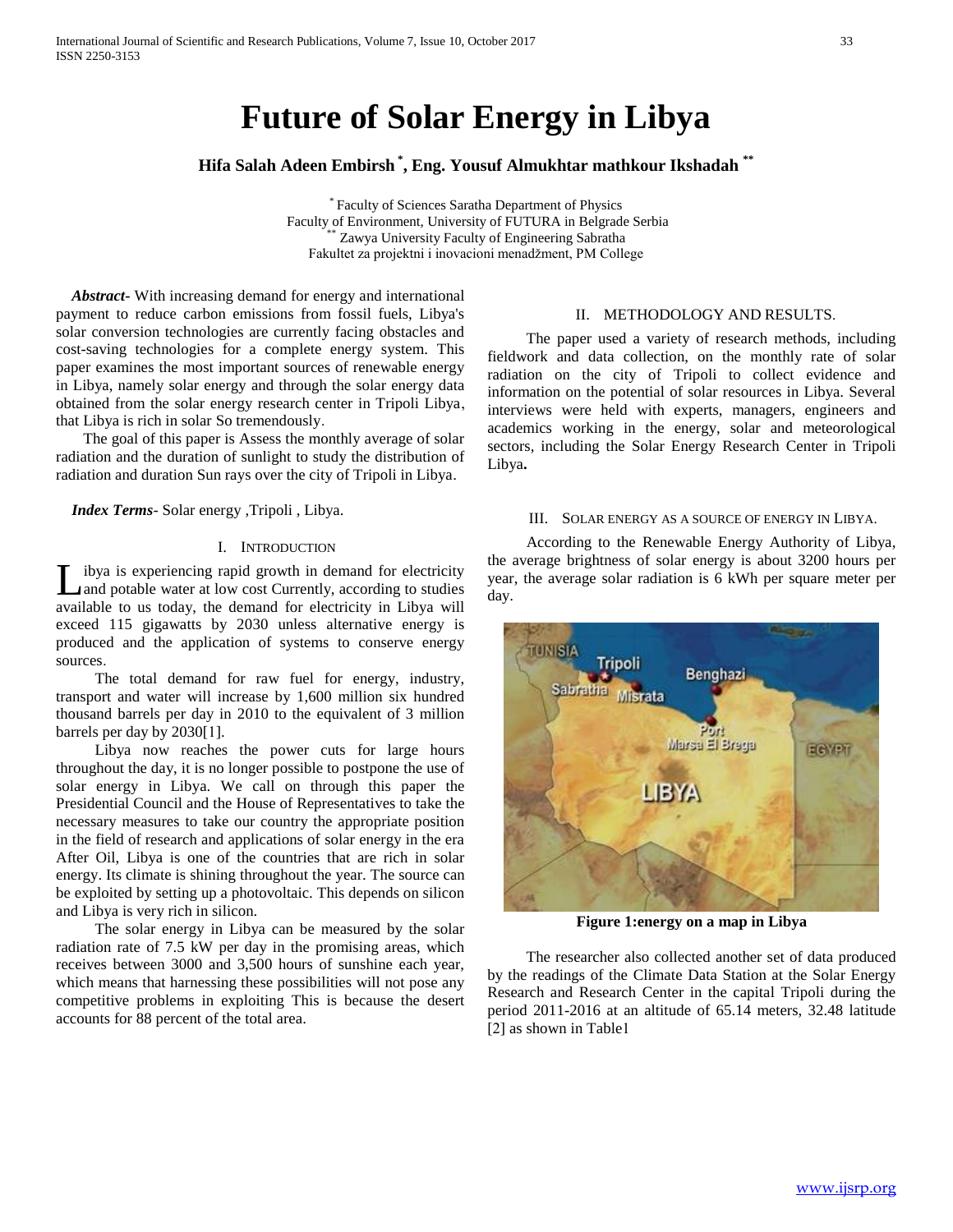# Future of Solar Energy in Libya

**Hifa Salah Adeen Embirsh [*], Eng. Yousuf Almukhtar mathkour Ikshadah [**]**

[*] Faculty of Sciences Saratha Department of Physics
Faculty of Environment, University of FUTURA in Belgrade Serbia
[**] Zawya University Faculty of Engineering Sabratha
Fakultet za projektni i inovacioni menadžment, PM College

***Abstract-*** With increasing demand for energy and international payment to reduce carbon emissions from fossil fuels, Libya's solar conversion technologies are currently facing obstacles and cost-saving technologies for a complete energy system. This paper examines the most important sources of renewable energy in Libya, namely solar energy and through the solar energy data obtained from the solar energy research center in Tripoli Libya, that Libya is rich in solar So tremendously.

The goal of this paper is Assess the monthly average of solar radiation and the duration of sunlight to study the distribution of radiation and duration Sun rays over the city of Tripoli in Libya.

***Index Terms*-** Solar energy ,Tripoli , Libya.

## I. Introduction

Libya is experiencing rapid growth in demand for electricity and potable water at low cost Currently, according to studies available to us today, the demand for electricity in Libya will exceed 115 gigawatts by 2030 unless alternative energy is produced and the application of systems to conserve energy sources.

The total demand for raw fuel for energy, industry, transport and water will increase by 1,600 million six hundred thousand barrels per day in 2010 to the equivalent of 3 million barrels per day by 2030[1].

Libya now reaches the power cuts for large hours throughout the day, it is no longer possible to postpone the use of solar energy in Libya. We call on through this paper the Presidential Council and the House of Representatives to take the necessary measures to take our country the appropriate position in the field of research and applications of solar energy in the era After Oil, Libya is one of the countries that are rich in solar energy. Its climate is shining throughout the year. The source can be exploited by setting up a photovoltaic. This depends on silicon and Libya is very rich in silicon.

The solar energy in Libya can be measured by the solar radiation rate of 7.5 kW per day in the promising areas, which receives between 3000 and 3,500 hours of sunshine each year, which means that harnessing these possibilities will not pose any competitive problems in exploiting This is because the desert accounts for 88 percent of the total area.

## II. Methodology and Results.

The paper used a variety of research methods, including fieldwork and data collection, on the monthly rate of solar radiation on the city of Tripoli to collect evidence and information on the potential of solar resources in Libya. Several interviews were held with experts, managers, engineers and academics working in the energy, solar and meteorological sectors, including the Solar Energy Research Center in Tripoli Libya**.**

## III. Solar Energy as a Source of Energy in Libya.

According to the Renewable Energy Authority of Libya, the average brightness of solar energy is about 3200 hours per year, the average solar radiation is 6 kWh per square meter per day.

**Figure 1:energy on a map in Libya**

The researcher also collected another set of data produced by the readings of the Climate Data Station at the Solar Energy Research and Research Center in the capital Tripoli during the period 2011-2016 at an altitude of 65.14 meters, 32.48 latitude [2] as shown in Table1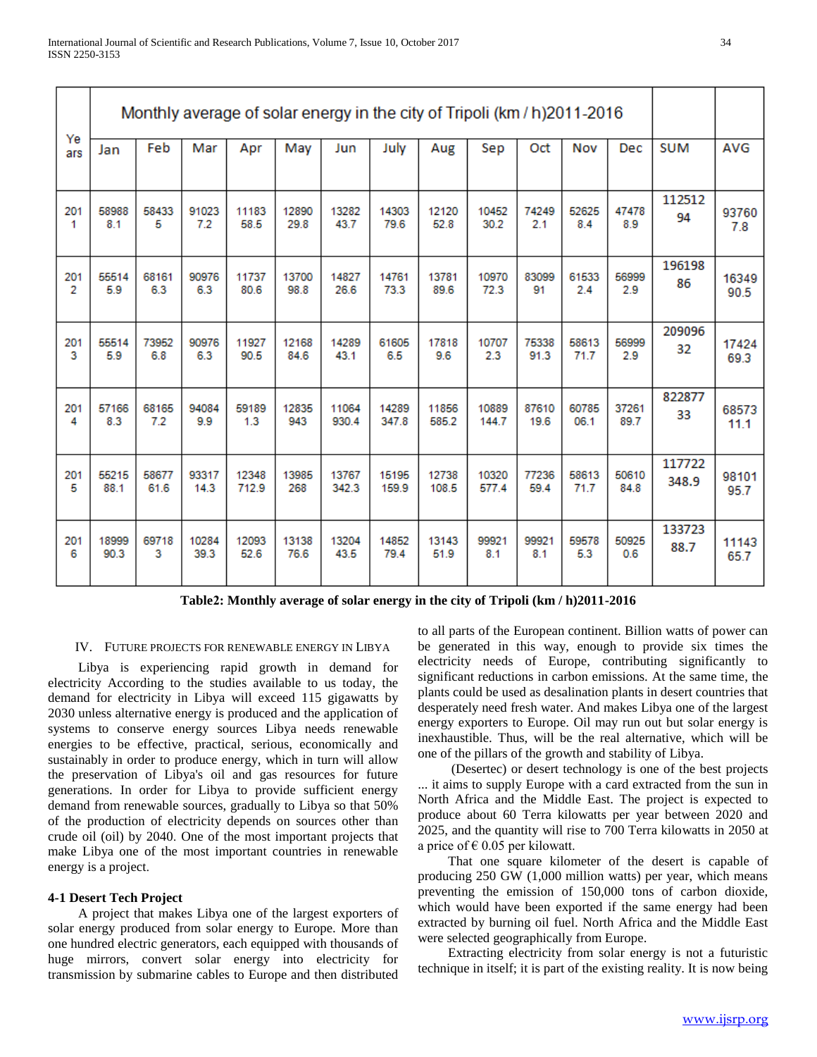| Years | Monthly average of solar energy in the city of Tripoli (km / h)2011-2016 | | | | | | | | | | | | | |
|---|---|---|---|---|---|---|---|---|---|---|---|---|---|---|
| | Jan | Feb | Mar | Apr | May | Jun | July | Aug | Sep | Oct | Nov | Dec | SUM | AVG |
| 2011 | 589888.1 | 584335 | 910237.2 | 1118358.5 | 1289029.8 | 1328243.7 | 1430379.6 | 1212052.8 | 1045230.2 | 742492.1 | 526258.4 | 474788.9 | 11251294 | 937607.8 |
| 2012 | 555145.9 | 681616.3 | 909766.3 | 1173780.6 | 1370098.8 | 1482726.6 | 1476173.3 | 1378189.6 | 1097072.3 | 8309991 | 615332.4 | 569992.9 | 19619886 | 1634990.5 |
| 2013 | 555145.9 | 739526.8 | 909766.3 | 1192790.5 | 1216884.6 | 1428943.1 | 616056.5 | 178189.6 | 107072.3 | 7533891.3 | 5861371.7 | 569992.9 | 20909632 | 1742469.3 |
| 2014 | 571668.3 | 681657.2 | 940849.9 | 591891.3 | 12835943 | 11064930.4 | 14289347.8 | 11856585.2 | 10889144.7 | 8761019.6 | 6078506.1 | 3726189.7 | 82287733 | 6857311.1 |
| 2015 | 5521588.1 | 5867761.6 | 9331714.3 | 12348712.9 | 13985268 | 13767342.3 | 15195159.9 | 12738108.5 | 10320577.4 | 7723659.4 | 5861371.7 | 5061084.8 | 117722348.9 | 9810195.7 |
| 2016 | 1899990.3 | 697183 | 1028439.3 | 1209352.6 | 1313876.6 | 1320443.5 | 1485279.4 | 1314351.9 | 999218.1 | 999218.1 | 595785.3 | 509250.6 | 13372388.7 | 1114365.7 |

**Table2: Monthly average of solar energy in the city of Tripoli (km / h)2011-2016**

## IV. Future projects for renewable energy in Libya

Libya is experiencing rapid growth in demand for electricity According to the studies available to us today, the demand for electricity in Libya will exceed 115 gigawatts by 2030 unless alternative energy is produced and the application of systems to conserve energy sources Libya needs renewable energies to be effective, practical, serious, economically and sustainably in order to produce energy, which in turn will allow the preservation of Libya's oil and gas resources for future generations. In order for Libya to provide sufficient energy demand from renewable sources, gradually to Libya so that 50% of the production of electricity depends on sources other than crude oil (oil) by 2040. One of the most important projects that make Libya one of the most important countries in renewable energy is a project.

### 4-1 Desert Tech Project

A project that makes Libya one of the largest exporters of solar energy produced from solar energy to Europe. More than one hundred electric generators, each equipped with thousands of huge mirrors, convert solar energy into electricity for transmission by submarine cables to Europe and then distributed to all parts of the European continent. Billion watts of power can be generated in this way, enough to provide six times the electricity needs of Europe, contributing significantly to significant reductions in carbon emissions. At the same time, the plants could be used as desalination plants in desert countries that desperately need fresh water. And makes Libya one of the largest energy exporters to Europe. Oil may run out but solar energy is inexhaustible. Thus, will be the real alternative, which will be one of the pillars of the growth and stability of Libya.

(Desertec) or desert technology is one of the best projects ... it aims to supply Europe with a card extracted from the sun in North Africa and the Middle East. The project is expected to produce about 60 Terra kilowatts per year between 2020 and 2025, and the quantity will rise to 700 Terra kilowatts in 2050 at a price of € 0.05 per kilowatt.

That one square kilometer of the desert is capable of producing 250 GW (1,000 million watts) per year, which means preventing the emission of 150,000 tons of carbon dioxide, which would have been exported if the same energy had been extracted by burning oil fuel. North Africa and the Middle East were selected geographically from Europe.

Extracting electricity from solar energy is not a futuristic technique in itself; it is part of the existing reality. It is now being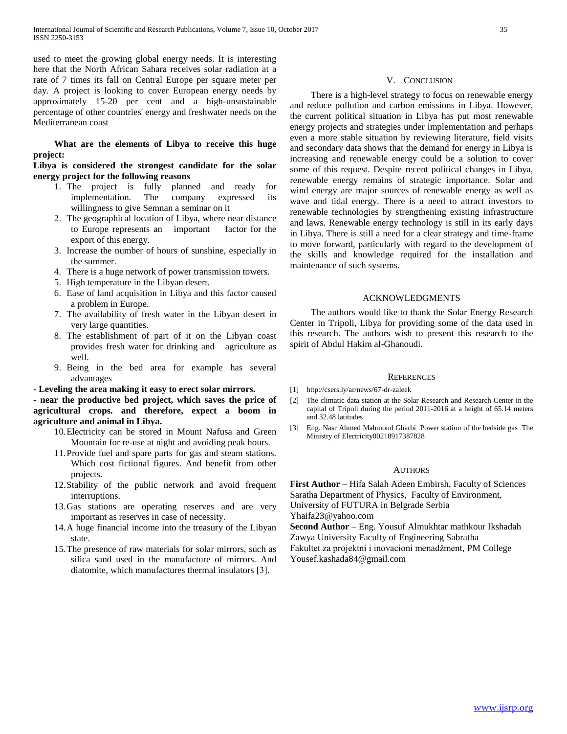used to meet the growing global energy needs. It is interesting here that the North African Sahara receives solar radiation at a rate of 7 times its fall on Central Europe per square meter per day. A project is looking to cover European energy needs by approximately 15-20 per cent and a high-unsustainable percentage of other countries' energy and freshwater needs on the Mediterranean coast

**What are the elements of Libya to receive this huge project:**

**Libya is considered the strongest candidate for the solar energy project for the following reasons**

1. The project is fully planned and ready for implementation. The company expressed its willingness to give Semnan a seminar on it
2. The geographical location of Libya, where near distance to Europe represents an important factor for the export of this energy.
3. Increase the number of hours of sunshine, especially in the summer.
4. There is a huge network of power transmission towers.
5. High temperature in the Libyan desert.
6. Ease of land acquisition in Libya and this factor caused a problem in Europe.
7. The availability of fresh water in the Libyan desert in very large quantities.
8. The establishment of part of it on the Libyan coast provides fresh water for drinking and agriculture as well.
9. Being in the bed area for example has several advantages

**- Leveling the area making it easy to erect solar mirrors.**

**- near the productive bed project, which saves the price of agricultural crops. and therefore, expect a boom in agriculture and animal in Libya.**

10. Electricity can be stored in Mount Nafusa and Green Mountain for re-use at night and avoiding peak hours.
11. Provide fuel and spare parts for gas and steam stations. Which cost fictional figures. And benefit from other projects.
12. Stability of the public network and avoid frequent interruptions.
13. Gas stations are operating reserves and are very important as reserves in case of necessity.
14. A huge financial income into the treasury of the Libyan state.
15. The presence of raw materials for solar mirrors, such as silica sand used in the manufacture of mirrors. And diatomite, which manufactures thermal insulators [3].

## V. Conclusion

There is a high-level strategy to focus on renewable energy and reduce pollution and carbon emissions in Libya. However, the current political situation in Libya has put most renewable energy projects and strategies under implementation and perhaps even a more stable situation by reviewing literature, field visits and secondary data shows that the demand for energy in Libya is increasing and renewable energy could be a solution to cover some of this request. Despite recent political changes in Libya, renewable energy remains of strategic importance. Solar and wind energy are major sources of renewable energy as well as wave and tidal energy. There is a need to attract investors to renewable technologies by strengthening existing infrastructure and laws. Renewable energy technology is still in its early days in Libya. There is still a need for a clear strategy and time-frame to move forward, particularly with regard to the development of the skills and knowledge required for the installation and maintenance of such systems.

## Acknowledgments

The authors would like to thank the Solar Energy Research Center in Tripoli, Libya for providing some of the data used in this research. The authors wish to present this research to the spirit of Abdul Hakim al-Ghanoudi.

## References

[1] http://csers.ly/ar/news/67-dr-zaleek

[2] The climatic data station at the Solar Research and Research Center in the capital of Tripoli during the period 2011-2016 at a height of 65.14 meters and 32.48 latitudes

[3] Eng. Nasr Ahmed Mahmoud Gharbi .Power station of the bedside gas .The Ministry of Electricity00218917387828

## Authors

**First Author** – Hifa Salah Adeen Embirsh, Faculty of Sciences Saratha Department of Physics, Faculty of Environment, University of FUTURA in Belgrade Serbia
Yhaifa23@yahoo.com

**Second Author** – Eng. Yousuf Almukhtar mathkour Ikshadah Zawya University Faculty of Engineering Sabratha
Fakultet za projektni i inovacioni menadžment, PM College
Yousef.kashada84@gmail.com